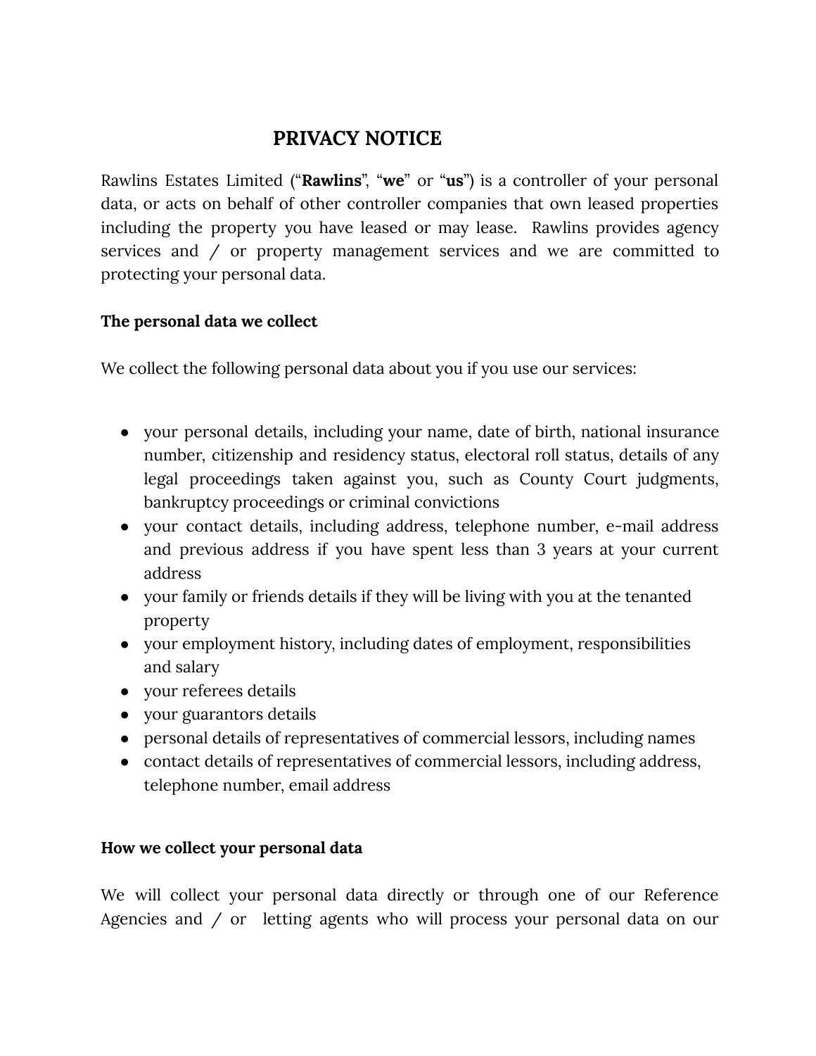# PRIVACY NOTICE

Rawlins Estates Limited ("**Rawlins**", "**we**" or "**us**") is a controller of your personal data, or acts on behalf of other controller companies that own leased properties including the property you have leased or may lease. Rawlins provides agency services and / or property management services and we are committed to protecting your personal data.

**The personal data we collect**

We collect the following personal data about you if you use our services:

- your personal details, including your name, date of birth, national insurance number, citizenship and residency status, electoral roll status, details of any legal proceedings taken against you, such as County Court judgments, bankruptcy proceedings or criminal convictions
- your contact details, including address, telephone number, e-mail address and previous address if you have spent less than 3 years at your current address
- your family or friends details if they will be living with you at the tenanted property
- your employment history, including dates of employment, responsibilities and salary
- your referees details
- your guarantors details
- personal details of representatives of commercial lessors, including names
- contact details of representatives of commercial lessors, including address, telephone number, email address

**How we collect your personal data**

We will collect your personal data directly or through one of our Reference Agencies and / or letting agents who will process your personal data on our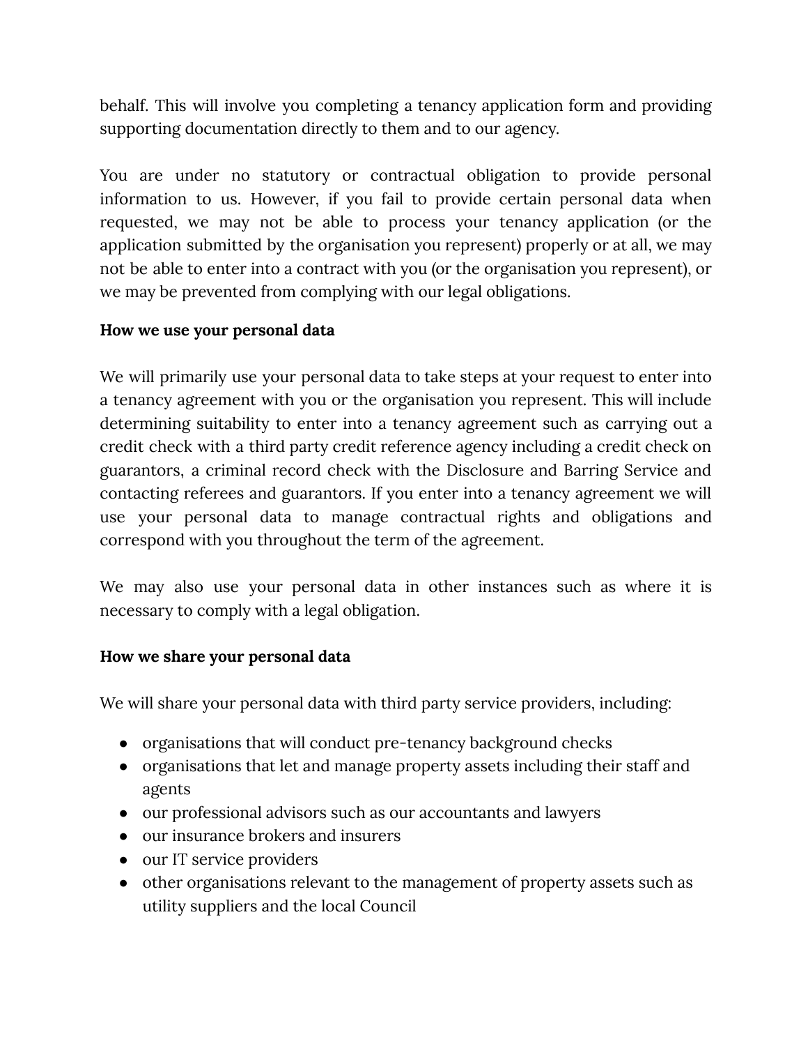behalf. This will involve you completing a tenancy application form and providing supporting documentation directly to them and to our agency.

You are under no statutory or contractual obligation to provide personal information to us. However, if you fail to provide certain personal data when requested, we may not be able to process your tenancy application (or the application submitted by the organisation you represent) properly or at all, we may not be able to enter into a contract with you (or the organisation you represent), or we may be prevented from complying with our legal obligations.

**How we use your personal data**

We will primarily use your personal data to take steps at your request to enter into a tenancy agreement with you or the organisation you represent. This will include determining suitability to enter into a tenancy agreement such as carrying out a credit check with a third party credit reference agency including a credit check on guarantors, a criminal record check with the Disclosure and Barring Service and contacting referees and guarantors. If you enter into a tenancy agreement we will use your personal data to manage contractual rights and obligations and correspond with you throughout the term of the agreement.

We may also use your personal data in other instances such as where it is necessary to comply with a legal obligation.

**How we share your personal data**

We will share your personal data with third party service providers, including:

- organisations that will conduct pre-tenancy background checks
- organisations that let and manage property assets including their staff and agents
- our professional advisors such as our accountants and lawyers
- our insurance brokers and insurers
- our IT service providers
- other organisations relevant to the management of property assets such as utility suppliers and the local Council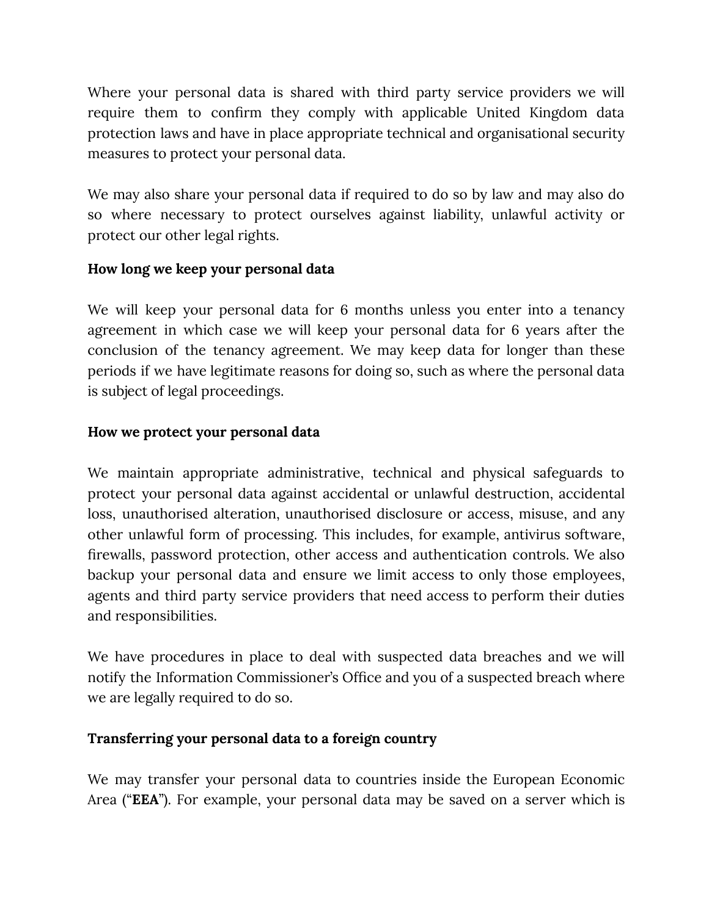Where your personal data is shared with third party service providers we will require them to confirm they comply with applicable United Kingdom data protection laws and have in place appropriate technical and organisational security measures to protect your personal data.

We may also share your personal data if required to do so by law and may also do so where necessary to protect ourselves against liability, unlawful activity or protect our other legal rights.

**How long we keep your personal data**

We will keep your personal data for 6 months unless you enter into a tenancy agreement in which case we will keep your personal data for 6 years after the conclusion of the tenancy agreement. We may keep data for longer than these periods if we have legitimate reasons for doing so, such as where the personal data is subject of legal proceedings.

**How we protect your personal data**

We maintain appropriate administrative, technical and physical safeguards to protect your personal data against accidental or unlawful destruction, accidental loss, unauthorised alteration, unauthorised disclosure or access, misuse, and any other unlawful form of processing. This includes, for example, antivirus software, firewalls, password protection, other access and authentication controls. We also backup your personal data and ensure we limit access to only those employees, agents and third party service providers that need access to perform their duties and responsibilities.

We have procedures in place to deal with suspected data breaches and we will notify the Information Commissioner's Office and you of a suspected breach where we are legally required to do so.

**Transferring your personal data to a foreign country**

We may transfer your personal data to countries inside the European Economic Area ("**EEA**"). For example, your personal data may be saved on a server which is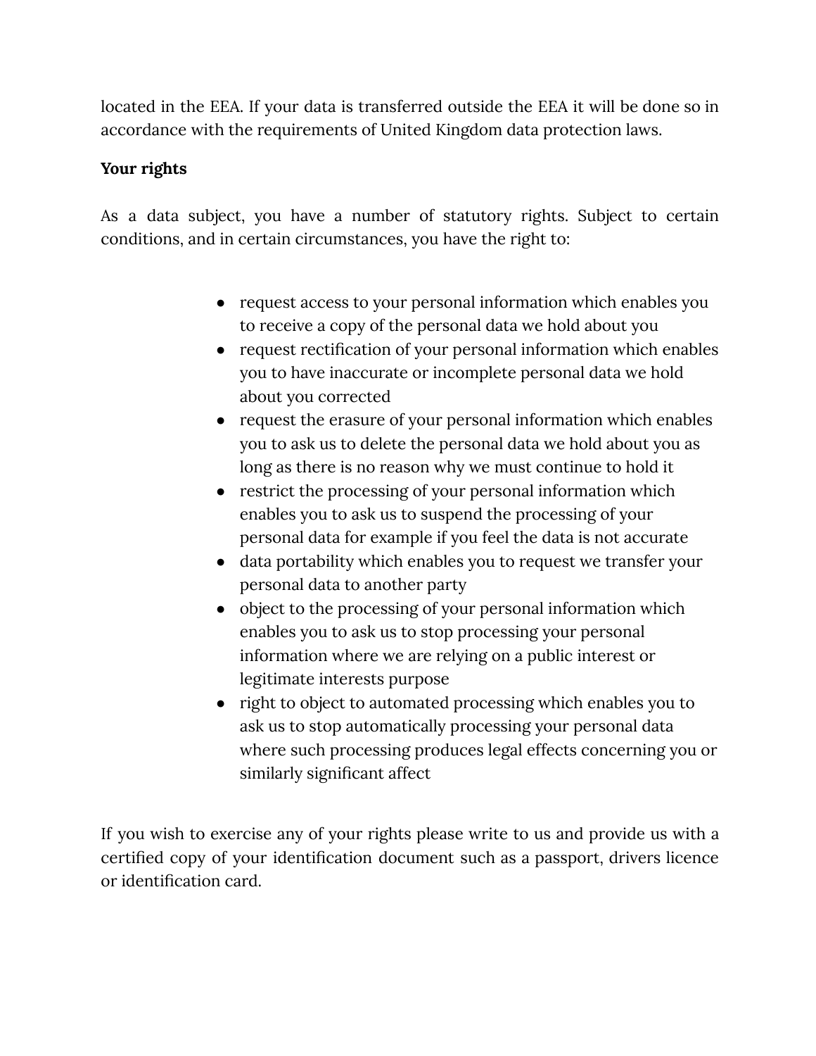located in the EEA. If your data is transferred outside the EEA it will be done so in accordance with the requirements of United Kingdom data protection laws.

**Your rights**

As a data subject, you have a number of statutory rights. Subject to certain conditions, and in certain circumstances, you have the right to:

- request access to your personal information which enables you to receive a copy of the personal data we hold about you
- request rectification of your personal information which enables you to have inaccurate or incomplete personal data we hold about you corrected
- request the erasure of your personal information which enables you to ask us to delete the personal data we hold about you as long as there is no reason why we must continue to hold it
- restrict the processing of your personal information which enables you to ask us to suspend the processing of your personal data for example if you feel the data is not accurate
- data portability which enables you to request we transfer your personal data to another party
- object to the processing of your personal information which enables you to ask us to stop processing your personal information where we are relying on a public interest or legitimate interests purpose
- right to object to automated processing which enables you to ask us to stop automatically processing your personal data where such processing produces legal effects concerning you or similarly significant affect

If you wish to exercise any of your rights please write to us and provide us with a certified copy of your identification document such as a passport, drivers licence or identification card.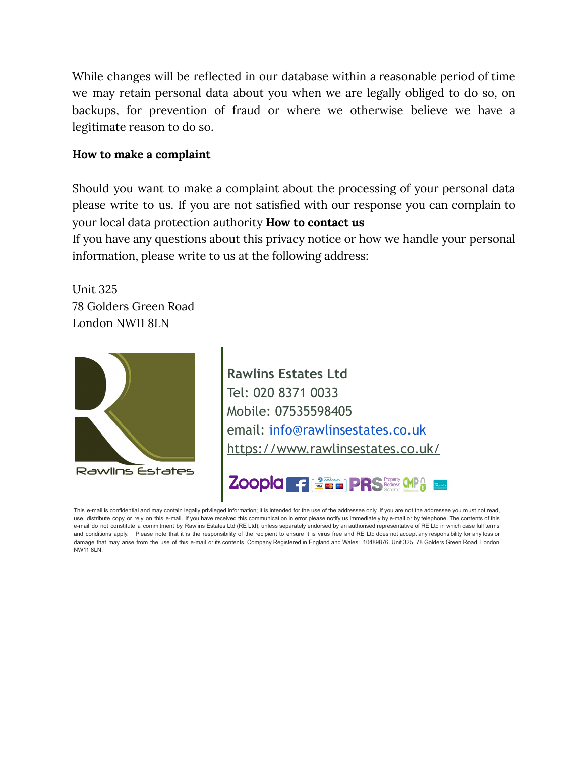While changes will be reflected in our database within a reasonable period of time we may retain personal data about you when we are legally obliged to do so, on backups, for prevention of fraud or where we otherwise believe we have a legitimate reason to do so.

**How to make a complaint**

Should you want to make a complaint about the processing of your personal data please write to us. If you are not satisfied with our response you can complain to your local data protection authority **How to contact us**
If you have any questions about this privacy notice or how we handle your personal information, please write to us at the following address:

Unit 325
78 Golders Green Road
London NW11 8LN

Rawlins Estates

**Rawlins Estates Ltd**
Tel: 020 8371 0033
Mobile: 07535598405
email: info@rawlinsestates.co.uk
https://www.rawlinsestates.co.uk/

This e-mail is confidential and may contain legally privileged information; it is intended for the use of the addressee only. If you are not the addressee you must not read, use, distribute copy or rely on this e-mail. If you have received this communication in error please notify us immediately by e-mail or by telephone. The contents of this e-mail do not constitute a commitment by Rawlins Estates Ltd (RE Ltd), unless separately endorsed by an authorised representative of RE Ltd in which case full terms and conditions apply. Please note that it is the responsibility of the recipient to ensure it is virus free and RE Ltd does not accept any responsibility for any loss or damage that may arise from the use of this e-mail or its contents. Company Registered in England and Wales: 10489876. Unit 325, 78 Golders Green Road, London NW11 8LN.